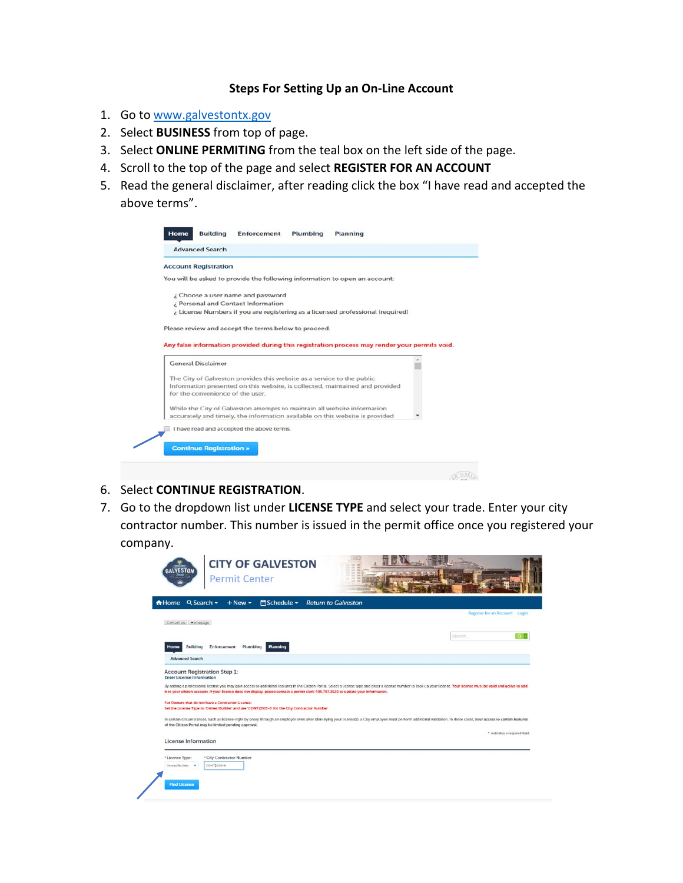# Steps For Setting Up an On-Line Account

1. Go to www.galvestontx.gov
2. Select **BUSINESS** from top of page.
3. Select **ONLINE PERMITING** from the teal box on the left side of the page.
4. Scroll to the top of the page and select **REGISTER FOR AN ACCOUNT**
5. Read the general disclaimer, after reading click the box "I have read and accepted the above terms".

Home Building Enforcement Plumbing Planning

Advanced Search

Account Registration

You will be asked to provide the following information to open an account:

¿ Choose a user name and password
¿ Personal and Contact Information
¿ License Numbers if you are registering as a licensed professional (required)

Please review and accept the terms below to proceed.

Any false information provided during this registration process may render your permits void.

General Disclaimer

The City of Galveston provides this website as a service to the public. Information presented on this website, is collected, maintained and provided for the convenience of the user.

While the City of Galveston attempts to maintain all website information accurately and timely, the information available on this website is provided

I have read and accepted the above terms.

Continue Registration »

6. Select **CONTINUE REGISTRATION**.
7. Go to the dropdown list under **LICENSE TYPE** and select your trade. Enter your city contractor number. This number is issued in the permit office once you registered your company.

CITY OF GALVESTON
Permit Center

Home Search + New Schedule Return to Galveston

Register for an Account Login

Contact Us Homepage

Home Building Enforcement Plumbing Planning

Advanced Search

Account Registration Step 1:
Enter License Information

By adding a professional license you may gain access to additional features in the Citizen Portal. Select a license type and enter a license number to look up your license. Your license must be valid and active to add it to your citizen account. If your license does not display, please contact a permit clerk 409.797.3620 to update your information.

For Owners that do not have a Contractor License:
Set the License Type to 'Owner/Builder' and use 'CONT2003-6' for the City Contractor Number

In certain circumstances, such as license-right by proxy through an employer even after identifying your license(s), a City employee must perform additional validation. In these cases, your access to certain features of the Citizen Portal may be limited pending approval.

\* indicates a required field.

License Information

\* License Type: Owner/Builder
\* City Contractor Number: CONT2003-6

Find License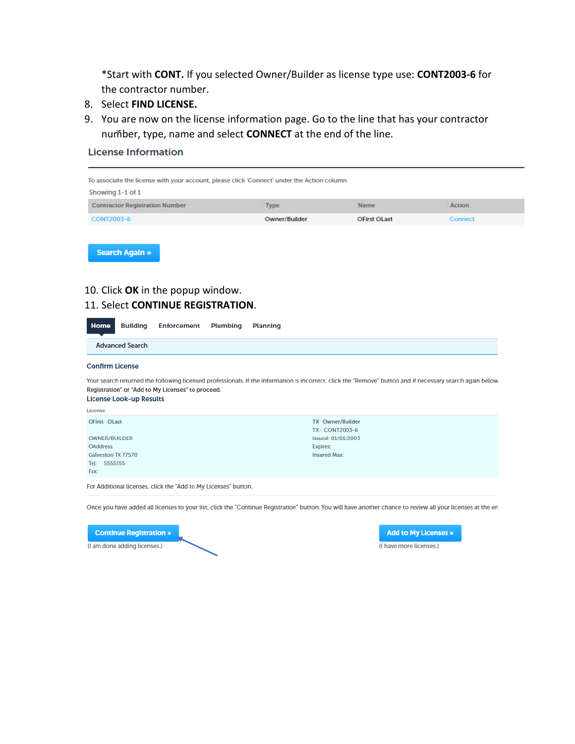*Start with **CONT.** If you selected Owner/Builder as license type use: **CONT2003-6** for the contractor number.

8. Select **FIND LICENSE.**
9. You are now on the license information page. Go to the line that has your contractor number, type, name and select **CONNECT** at the end of the line.

## License Information

To associate the license with your account, please click 'Connect' under the Action column

Showing 1-1 of 1

| Contractor Registration Number | Type | Name | Action |
|---|---|---|---|
| CONT2003-6 | Owner/Builder | OFirst OLast | Connect |

Search Again »

10. Click **OK** in the popup window.
11. Select **CONTINUE REGISTRATION**.

Home Building Enforcement Plumbing Planning

Advanced Search

### Confirm License

Your search returned the following licensed professionals. If the information is incorrect, click the "Remove" button and if necessary search again below Registration" or "Add to My Licenses" to proceed.

### License Look-up Results

License

OFirst OLast

OWNER/BUILDER
OAddress
Galveston TX 77570
Tel: 5555555
Fax:

TX Owner/Builder
TX - CONT2003-6
Issued: 01/01/2003
Expires:
Insured Max:

For Additional licenses, click the "Add to My Licenses" button.

Once you have added all licenses to your list, click the "Continue Registration" button. You will have another chance to review all your licenses at the en

Continue Registration »
(I am done adding licenses.)

Add to My Licenses »
(I have more licenses.)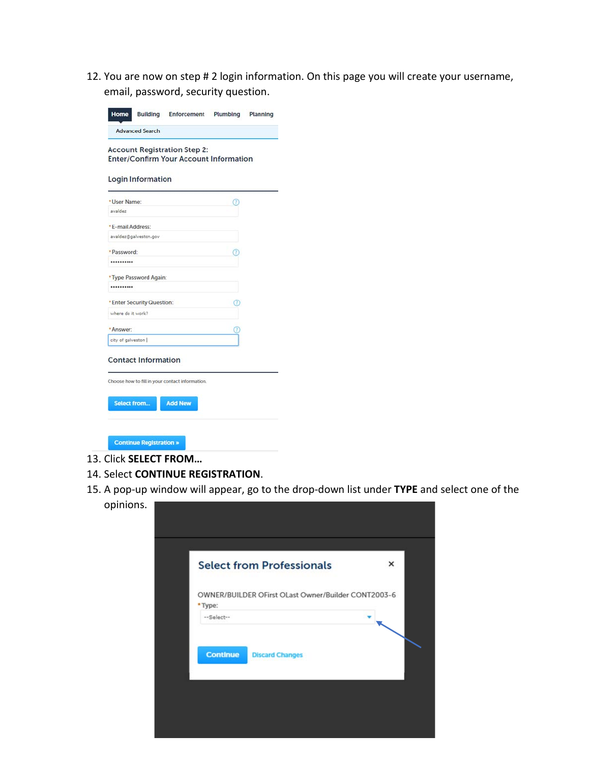12. You are now on step # 2 login information. On this page you will create your username, email, password, security question.

Home | Building | Enforcement | Plumbing | Planning

Advanced Search

Account Registration Step 2:
Enter/Confirm Your Account Information

Login Information

* User Name:
avaldez

* E-mail Address:
avaldez@galveston.gov

* Password:
••••••••••

* Type Password Again:
••••••••••

* Enter Security Question:
where do it work?

* Answer:
city of galveston

Contact Information

Choose how to fill in your contact information.

Select from... | Add New

Continue Registration »

13. Click **SELECT FROM…**
14. Select **CONTINUE REGISTRATION**.
15. A pop-up window will appear, go to the drop-down list under **TYPE** and select one of the opinions.

Select from Professionals ×

OWNER/BUILDER OFirst OLast Owner/Builder CONT2003-6

* Type:
--Select--

Continue | Discard Changes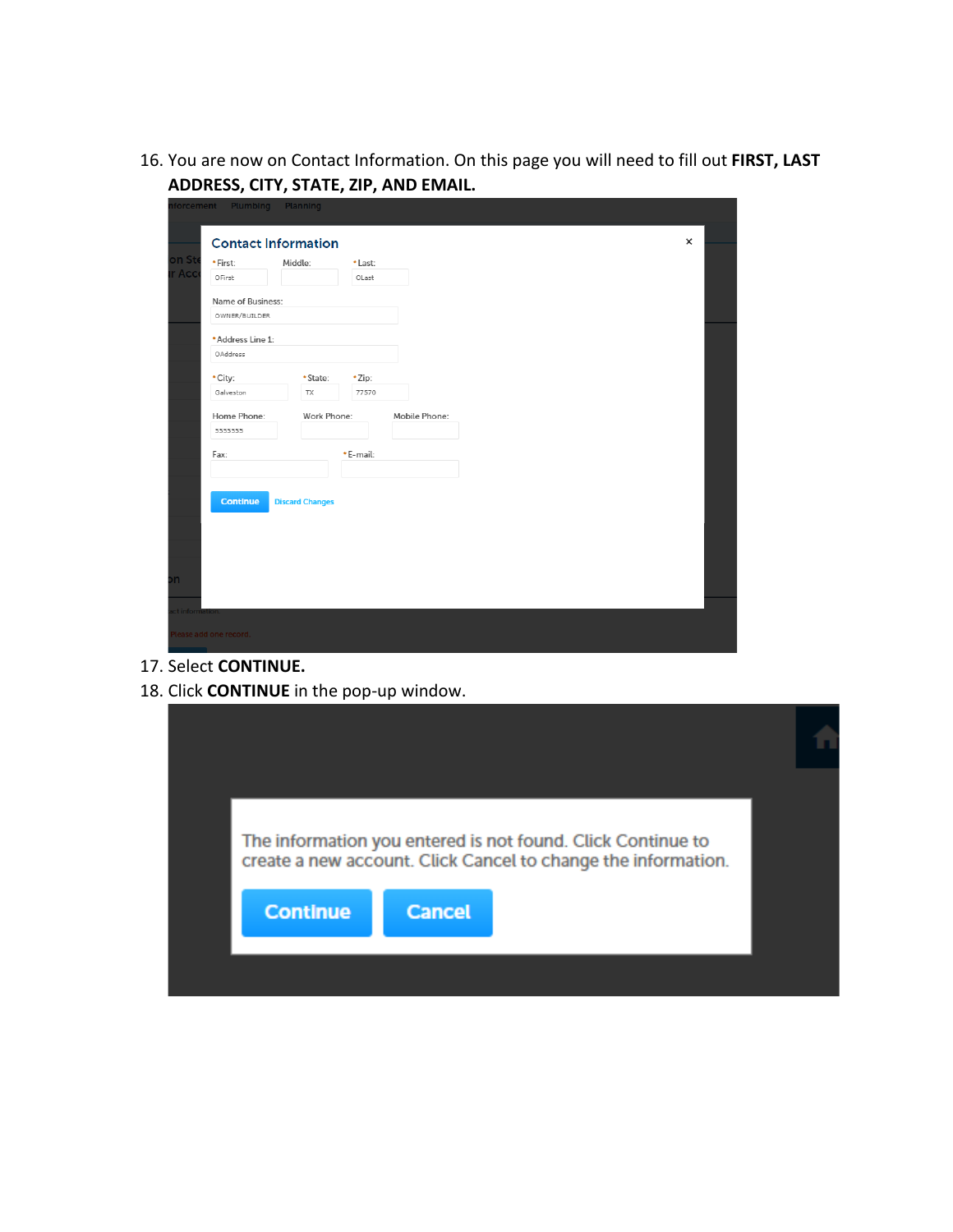16. You are now on Contact Information. On this page you will need to fill out **FIRST, LAST ADDRESS, CITY, STATE, ZIP, AND EMAIL.**

17. Select **CONTINUE.**
18. Click **CONTINUE** in the pop-up window.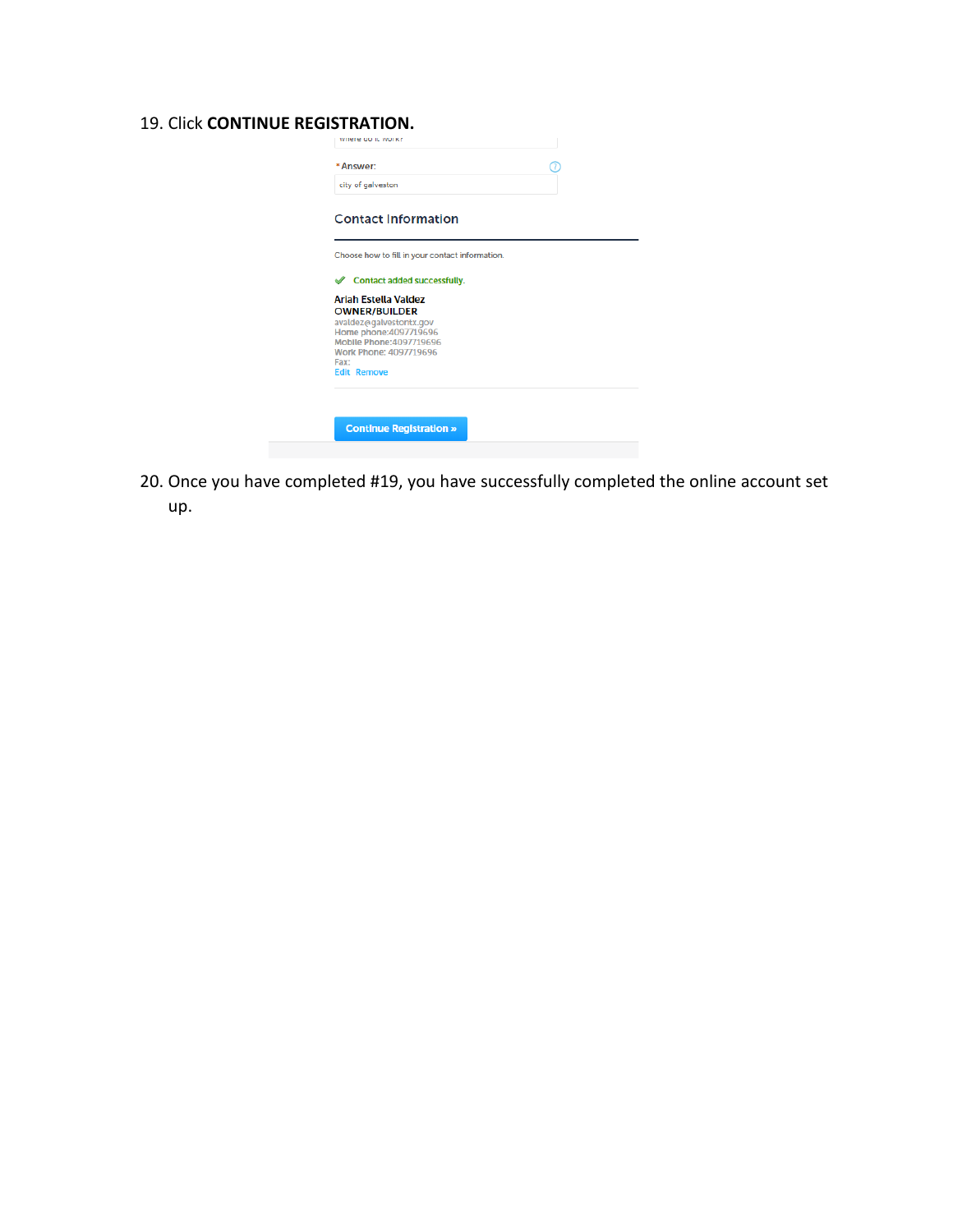19. Click **CONTINUE REGISTRATION.**

Where do it work?

\* Answer:

city of galveston

Contact Information

Choose how to fill in your contact information.

Contact added successfully.

Ariah Estella Valdez
OWNER/BUILDER
avaldez@galvestontx.gov
Home phone:4097719696
Mobile Phone:4097719696
Work Phone: 4097719696
Fax:
Edit Remove

Continue Registration »

20. Once you have completed #19, you have successfully completed the online account set up.